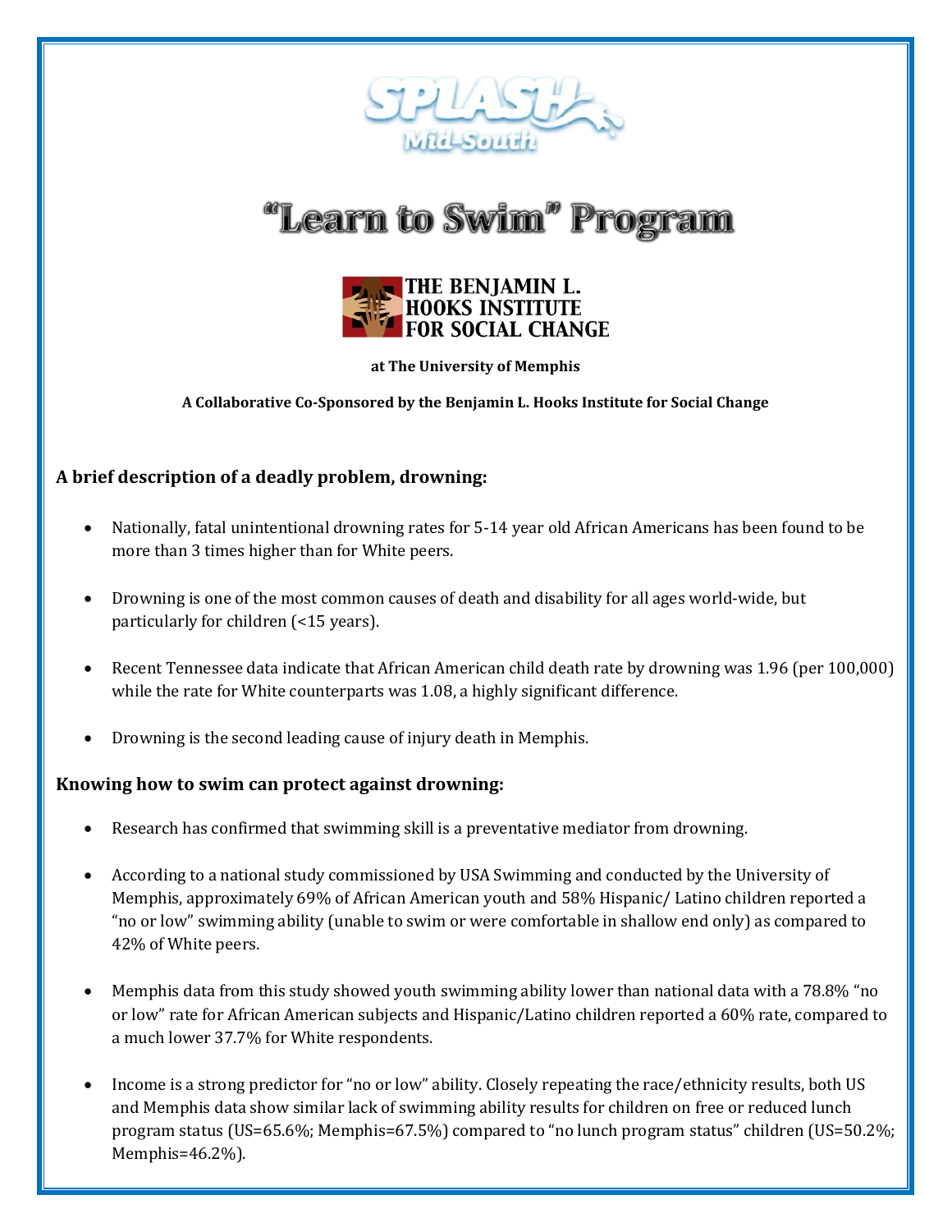SPLASH Mid-South

# "Learn to Swim" Program

THE BENJAMIN L. HOOKS INSTITUTE FOR SOCIAL CHANGE

**at The University of Memphis**

**A Collaborative Co-Sponsored by the Benjamin L. Hooks Institute for Social Change**

## A brief description of a deadly problem, drowning:

- Nationally, fatal unintentional drowning rates for 5-14 year old African Americans has been found to be more than 3 times higher than for White peers.
- Drowning is one of the most common causes of death and disability for all ages world-wide, but particularly for children (<15 years).
- Recent Tennessee data indicate that African American child death rate by drowning was 1.96 (per 100,000) while the rate for White counterparts was 1.08, a highly significant difference.
- Drowning is the second leading cause of injury death in Memphis.

## Knowing how to swim can protect against drowning:

- Research has confirmed that swimming skill is a preventative mediator from drowning.
- According to a national study commissioned by USA Swimming and conducted by the University of Memphis, approximately 69% of African American youth and 58% Hispanic/ Latino children reported a "no or low" swimming ability (unable to swim or were comfortable in shallow end only) as compared to 42% of White peers.
- Memphis data from this study showed youth swimming ability lower than national data with a 78.8% "no or low" rate for African American subjects and Hispanic/Latino children reported a 60% rate, compared to a much lower 37.7% for White respondents.
- Income is a strong predictor for "no or low" ability. Closely repeating the race/ethnicity results, both US and Memphis data show similar lack of swimming ability results for children on free or reduced lunch program status (US=65.6%; Memphis=67.5%) compared to "no lunch program status" children (US=50.2%; Memphis=46.2%).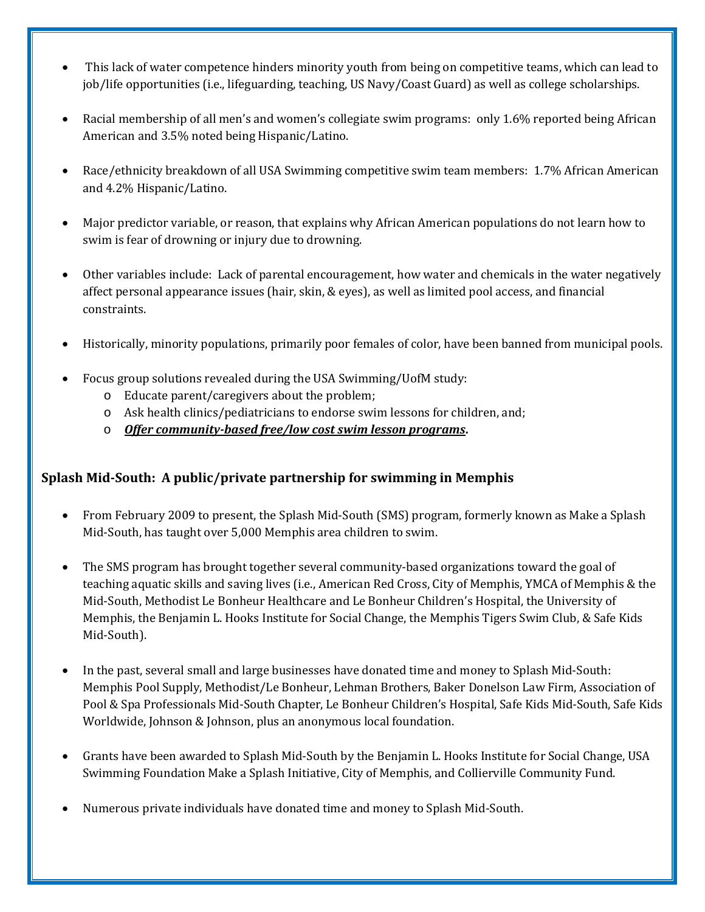- This lack of water competence hinders minority youth from being on competitive teams, which can lead to job/life opportunities (i.e., lifeguarding, teaching, US Navy/Coast Guard) as well as college scholarships.

- Racial membership of all men's and women's collegiate swim programs: only 1.6% reported being African American and 3.5% noted being Hispanic/Latino.

- Race/ethnicity breakdown of all USA Swimming competitive swim team members: 1.7% African American and 4.2% Hispanic/Latino.

- Major predictor variable, or reason, that explains why African American populations do not learn how to swim is fear of drowning or injury due to drowning.

- Other variables include: Lack of parental encouragement, how water and chemicals in the water negatively affect personal appearance issues (hair, skin, & eyes), as well as limited pool access, and financial constraints.

- Historically, minority populations, primarily poor females of color, have been banned from municipal pools.

- Focus group solutions revealed during the USA Swimming/UofM study:
  - Educate parent/caregivers about the problem;
  - Ask health clinics/pediatricians to endorse swim lessons for children, and;
  - ***Offer community-based free/low cost swim lesson programs*.**

## Splash Mid-South: A public/private partnership for swimming in Memphis

- From February 2009 to present, the Splash Mid-South (SMS) program, formerly known as Make a Splash Mid-South, has taught over 5,000 Memphis area children to swim.

- The SMS program has brought together several community-based organizations toward the goal of teaching aquatic skills and saving lives (i.e., American Red Cross, City of Memphis, YMCA of Memphis & the Mid-South, Methodist Le Bonheur Healthcare and Le Bonheur Children's Hospital, the University of Memphis, the Benjamin L. Hooks Institute for Social Change, the Memphis Tigers Swim Club, & Safe Kids Mid-South).

- In the past, several small and large businesses have donated time and money to Splash Mid-South: Memphis Pool Supply, Methodist/Le Bonheur, Lehman Brothers, Baker Donelson Law Firm, Association of Pool & Spa Professionals Mid-South Chapter, Le Bonheur Children's Hospital, Safe Kids Mid-South, Safe Kids Worldwide, Johnson & Johnson, plus an anonymous local foundation.

- Grants have been awarded to Splash Mid-South by the Benjamin L. Hooks Institute for Social Change, USA Swimming Foundation Make a Splash Initiative, City of Memphis, and Collierville Community Fund.

- Numerous private individuals have donated time and money to Splash Mid-South.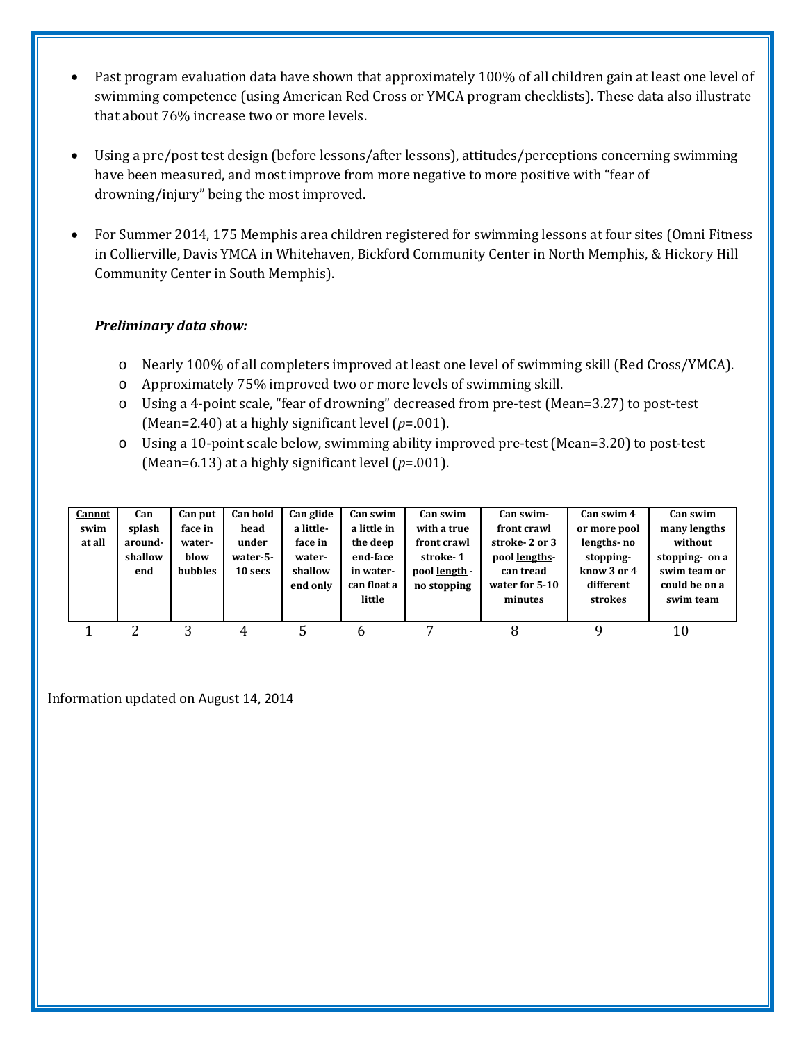- Past program evaluation data have shown that approximately 100% of all children gain at least one level of swimming competence (using American Red Cross or YMCA program checklists). These data also illustrate that about 76% increase two or more levels.

- Using a pre/post test design (before lessons/after lessons), attitudes/perceptions concerning swimming have been measured, and most improve from more negative to more positive with "fear of drowning/injury" being the most improved.

- For Summer 2014, 175 Memphis area children registered for swimming lessons at four sites (Omni Fitness in Collierville, Davis YMCA in Whitehaven, Bickford Community Center in North Memphis, & Hickory Hill Community Center in South Memphis).

***Preliminary data show:***

- Nearly 100% of all completers improved at least one level of swimming skill (Red Cross/YMCA).
- Approximately 75% improved two or more levels of swimming skill.
- Using a 4-point scale, "fear of drowning" decreased from pre-test (Mean=3.27) to post-test (Mean=2.40) at a highly significant level ($p$=.001).
- Using a 10-point scale below, swimming ability improved pre-test (Mean=3.20) to post-test (Mean=6.13) at a highly significant level ($p$=.001).

| **Cannot swim at all** | **Can splash around-shallow end** | **Can put face in water-blow bubbles** | **Can hold head under water-5-10 secs** | **Can glide a little-face in water-shallow end only** | **Can swim a little in the deep end-face in water-can float a little** | **Can swim with a true front crawl stroke- 1 pool length - no stopping** | **Can swim-front crawl stroke- 2 or 3 pool lengths- can tread water for 5-10 minutes** | **Can swim 4 or more pool lengths- no stopping- know 3 or 4 different strokes** | **Can swim many lengths without stopping- on a swim team or could be on a swim team** |
|---|---|---|---|---|---|---|---|---|---|
| 1 | 2 | 3 | 4 | 5 | 6 | 7 | 8 | 9 | 10 |

Information updated on August 14, 2014